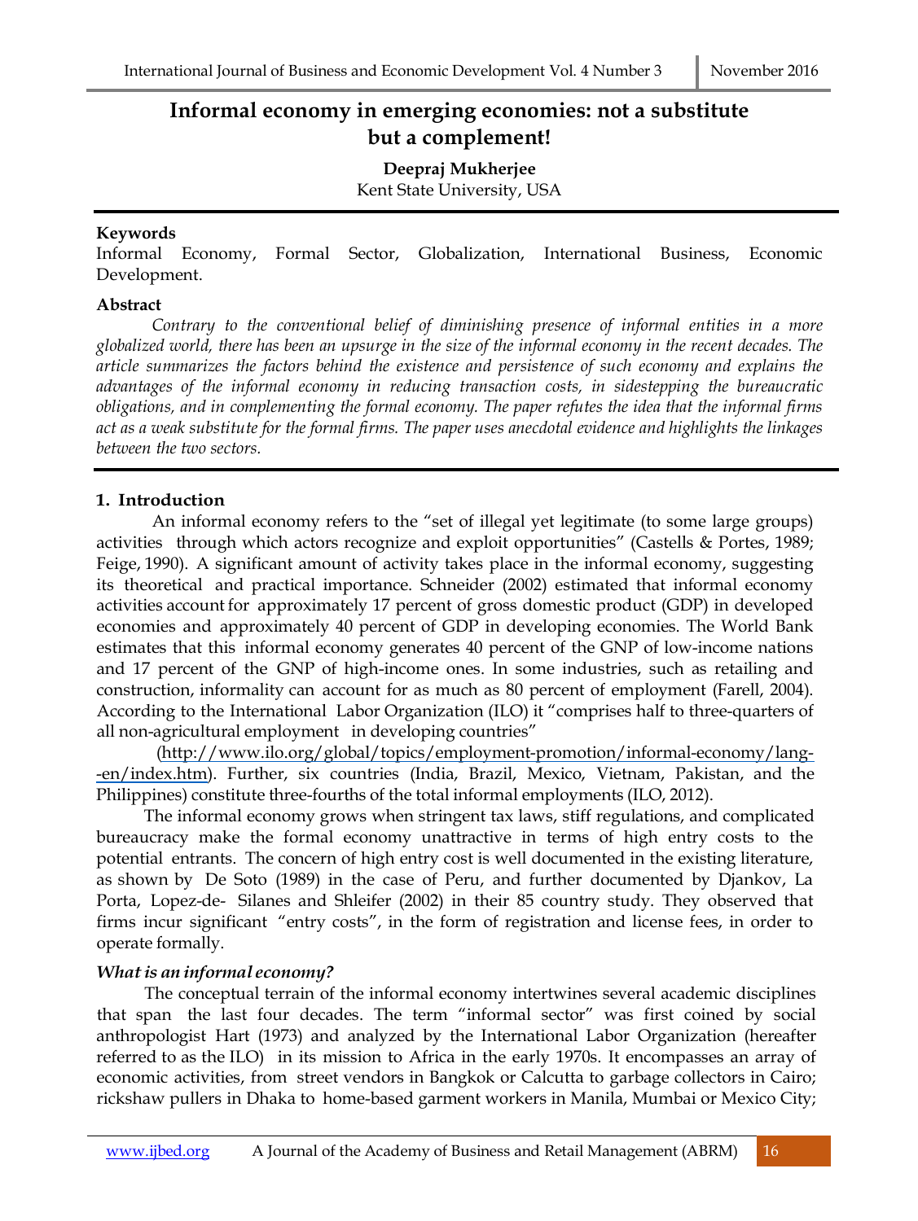# Informal economy in emerging economies: not a substitute but a complement!

**Deepraj Mukherjee**
Kent State University, USA

**Keywords**
Informal Economy, Formal Sector, Globalization, International Business, Economic Development.

**Abstract**
*Contrary to the conventional belief of diminishing presence of informal entities in a more globalized world, there has been an upsurge in the size of the informal economy in the recent decades. The article summarizes the factors behind the existence and persistence of such economy and explains the advantages of the informal economy in reducing transaction costs, in sidestepping the bureaucratic obligations, and in complementing the formal economy. The paper refutes the idea that the informal firms act as a weak substitute for the formal firms. The paper uses anecdotal evidence and highlights the linkages between the two sectors.*

## 1. Introduction

An informal economy refers to the "set of illegal yet legitimate (to some large groups) activities through which actors recognize and exploit opportunities" (Castells & Portes, 1989; Feige, 1990). A significant amount of activity takes place in the informal economy, suggesting its theoretical and practical importance. Schneider (2002) estimated that informal economy activities account for approximately 17 percent of gross domestic product (GDP) in developed economies and approximately 40 percent of GDP in developing economies. The World Bank estimates that this informal economy generates 40 percent of the GNP of low-income nations and 17 percent of the GNP of high-income ones. In some industries, such as retailing and construction, informality can account for as much as 80 percent of employment (Farell, 2004). According to the International Labor Organization (ILO) it "comprises half to three-quarters of all non-agricultural employment in developing countries" (http://www.ilo.org/global/topics/employment-promotion/informal-economy/lang--en/index.htm). Further, six countries (India, Brazil, Mexico, Vietnam, Pakistan, and the Philippines) constitute three-fourths of the total informal employments (ILO, 2012).

The informal economy grows when stringent tax laws, stiff regulations, and complicated bureaucracy make the formal economy unattractive in terms of high entry costs to the potential entrants. The concern of high entry cost is well documented in the existing literature, as shown by De Soto (1989) in the case of Peru, and further documented by Djankov, La Porta, Lopez-de- Silanes and Shleifer (2002) in their 85 country study. They observed that firms incur significant "entry costs", in the form of registration and license fees, in order to operate formally.

### *What is an informal economy?*

The conceptual terrain of the informal economy intertwines several academic disciplines that span the last four decades. The term "informal sector" was first coined by social anthropologist Hart (1973) and analyzed by the International Labor Organization (hereafter referred to as the ILO) in its mission to Africa in the early 1970s. It encompasses an array of economic activities, from street vendors in Bangkok or Calcutta to garbage collectors in Cairo; rickshaw pullers in Dhaka to home-based garment workers in Manila, Mumbai or Mexico City;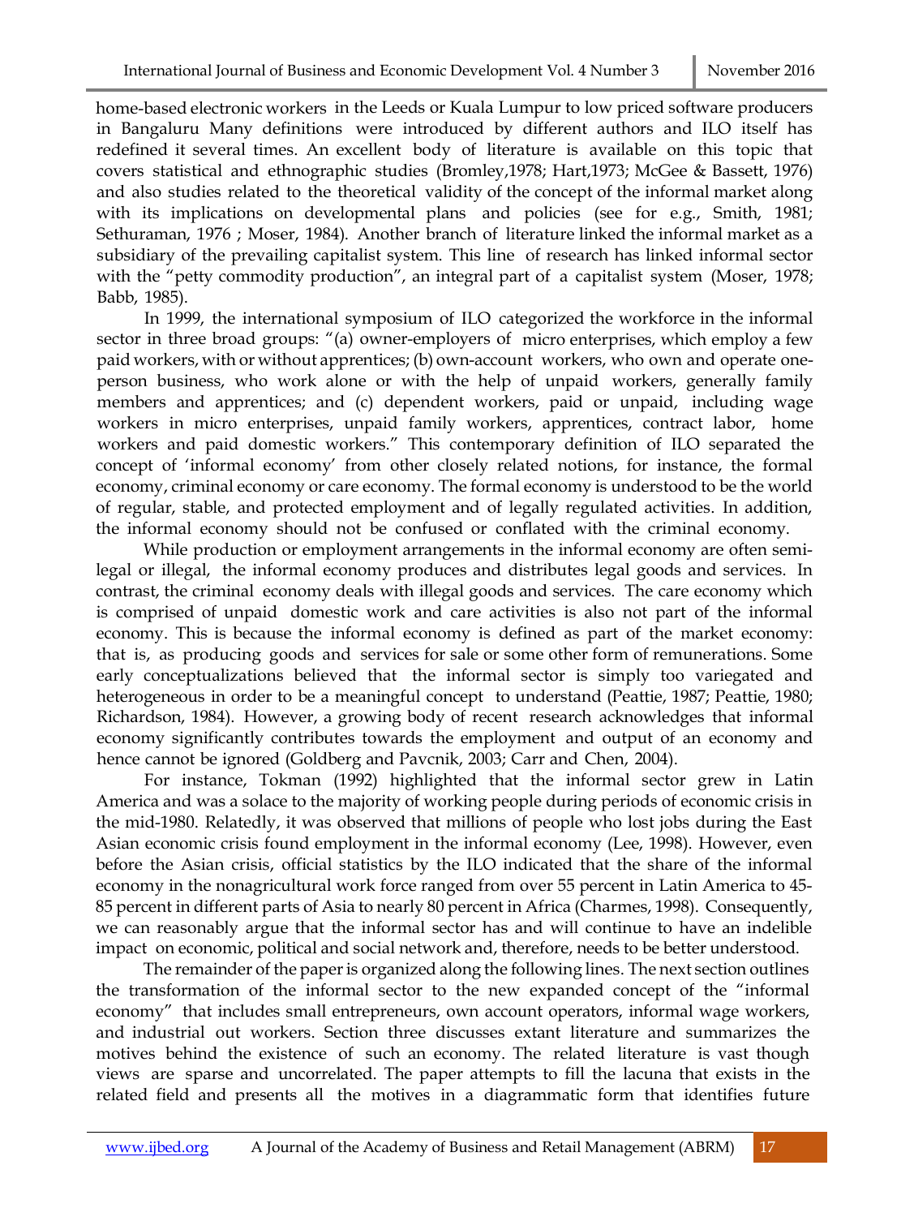home-based electronic workers in the Leeds or Kuala Lumpur to low priced software producers in Bangaluru Many definitions were introduced by different authors and ILO itself has redefined it several times. An excellent body of literature is available on this topic that covers statistical and ethnographic studies (Bromley,1978; Hart,1973; McGee & Bassett, 1976) and also studies related to the theoretical validity of the concept of the informal market along with its implications on developmental plans and policies (see for e.g., Smith, 1981; Sethuraman, 1976 ; Moser, 1984). Another branch of literature linked the informal market as a subsidiary of the prevailing capitalist system. This line of research has linked informal sector with the "petty commodity production", an integral part of a capitalist system (Moser, 1978; Babb, 1985).

In 1999, the international symposium of ILO categorized the workforce in the informal sector in three broad groups: "(a) owner-employers of micro enterprises, which employ a few paid workers, with or without apprentices; (b) own-account workers, who own and operate one-person business, who work alone or with the help of unpaid workers, generally family members and apprentices; and (c) dependent workers, paid or unpaid, including wage workers in micro enterprises, unpaid family workers, apprentices, contract labor, home workers and paid domestic workers." This contemporary definition of ILO separated the concept of 'informal economy' from other closely related notions, for instance, the formal economy, criminal economy or care economy. The formal economy is understood to be the world of regular, stable, and protected employment and of legally regulated activities. In addition, the informal economy should not be confused or conflated with the criminal economy.

While production or employment arrangements in the informal economy are often semi-legal or illegal, the informal economy produces and distributes legal goods and services. In contrast, the criminal economy deals with illegal goods and services. The care economy which is comprised of unpaid domestic work and care activities is also not part of the informal economy. This is because the informal economy is defined as part of the market economy: that is, as producing goods and services for sale or some other form of remunerations. Some early conceptualizations believed that the informal sector is simply too variegated and heterogeneous in order to be a meaningful concept to understand (Peattie, 1987; Peattie, 1980; Richardson, 1984). However, a growing body of recent research acknowledges that informal economy significantly contributes towards the employment and output of an economy and hence cannot be ignored (Goldberg and Pavcnik, 2003; Carr and Chen, 2004).

For instance, Tokman (1992) highlighted that the informal sector grew in Latin America and was a solace to the majority of working people during periods of economic crisis in the mid-1980. Relatedly, it was observed that millions of people who lost jobs during the East Asian economic crisis found employment in the informal economy (Lee, 1998). However, even before the Asian crisis, official statistics by the ILO indicated that the share of the informal economy in the nonagricultural work force ranged from over 55 percent in Latin America to 45-85 percent in different parts of Asia to nearly 80 percent in Africa (Charmes, 1998). Consequently, we can reasonably argue that the informal sector has and will continue to have an indelible impact on economic, political and social network and, therefore, needs to be better understood.

The remainder of the paper is organized along the following lines. The next section outlines the transformation of the informal sector to the new expanded concept of the "informal economy" that includes small entrepreneurs, own account operators, informal wage workers, and industrial out workers. Section three discusses extant literature and summarizes the motives behind the existence of such an economy. The related literature is vast though views are sparse and uncorrelated. The paper attempts to fill the lacuna that exists in the related field and presents all the motives in a diagrammatic form that identifies future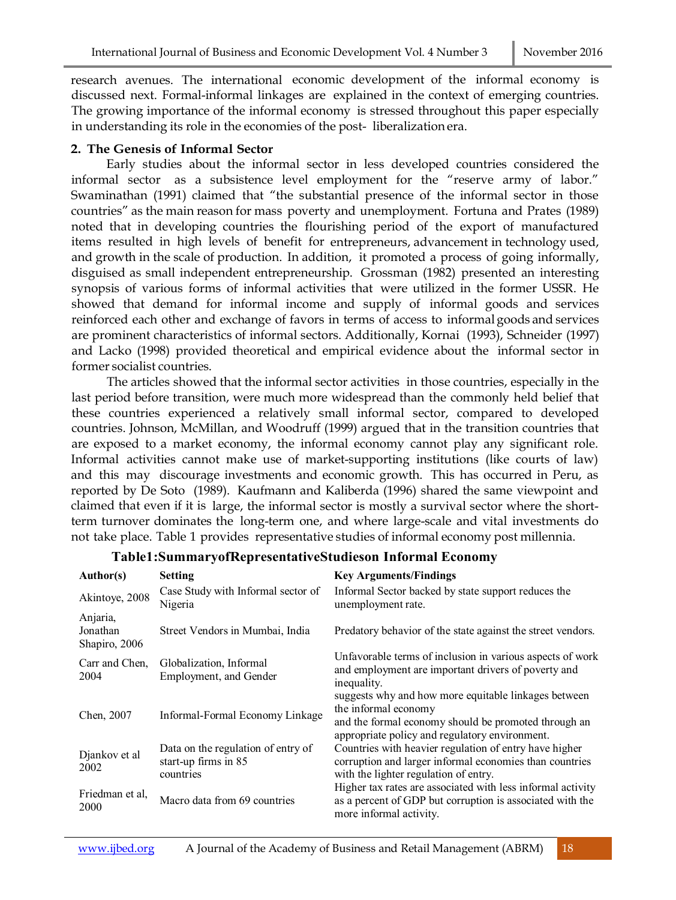research avenues. The international economic development of the informal economy is discussed next. Formal-informal linkages are explained in the context of emerging countries. The growing importance of the informal economy is stressed throughout this paper especially in understanding its role in the economies of the post- liberalization era.

## 2. The Genesis of Informal Sector

Early studies about the informal sector in less developed countries considered the informal sector as a subsistence level employment for the "reserve army of labor." Swaminathan (1991) claimed that "the substantial presence of the informal sector in those countries" as the main reason for mass poverty and unemployment. Fortuna and Prates (1989) noted that in developing countries the flourishing period of the export of manufactured items resulted in high levels of benefit for entrepreneurs, advancement in technology used, and growth in the scale of production. In addition, it promoted a process of going informally, disguised as small independent entrepreneurship. Grossman (1982) presented an interesting synopsis of various forms of informal activities that were utilized in the former USSR. He showed that demand for informal income and supply of informal goods and services reinforced each other and exchange of favors in terms of access to informal goods and services are prominent characteristics of informal sectors. Additionally, Kornai (1993), Schneider (1997) and Lacko (1998) provided theoretical and empirical evidence about the informal sector in former socialist countries.

The articles showed that the informal sector activities in those countries, especially in the last period before transition, were much more widespread than the commonly held belief that these countries experienced a relatively small informal sector, compared to developed countries. Johnson, McMillan, and Woodruff (1999) argued that in the transition countries that are exposed to a market economy, the informal economy cannot play any significant role. Informal activities cannot make use of market-supporting institutions (like courts of law) and this may discourage investments and economic growth. This has occurred in Peru, as reported by De Soto (1989). Kaufmann and Kaliberda (1996) shared the same viewpoint and claimed that even if it is large, the informal sector is mostly a survival sector where the short-term turnover dominates the long-term one, and where large-scale and vital investments do not take place. Table 1 provides representative studies of informal economy post millennia.

**Table1:SummaryofRepresentativeStudieson Informal Economy**

| Author(s) | Setting | Key Arguments/Findings |
|---|---|---|
| Akintoye, 2008 | Case Study with Informal sector of Nigeria | Informal Sector backed by state support reduces the unemployment rate. |
| Anjaria, Jonathan Shapiro, 2006 | Street Vendors in Mumbai, India | Predatory behavior of the state against the street vendors. |
| Carr and Chen, 2004 | Globalization, Informal Employment, and Gender | Unfavorable terms of inclusion in various aspects of work and employment are important drivers of poverty and inequality. |
| Chen, 2007 | Informal-Formal Economy Linkage | suggests why and how more equitable linkages between the informal economy and the formal economy should be promoted through an appropriate policy and regulatory environment. |
| Djankov et al 2002 | Data on the regulation of entry of start-up firms in 85 countries | Countries with heavier regulation of entry have higher corruption and larger informal economies than countries with the lighter regulation of entry. |
| Friedman et al, 2000 | Macro data from 69 countries | Higher tax rates are associated with less informal activity as a percent of GDP but corruption is associated with the more informal activity. |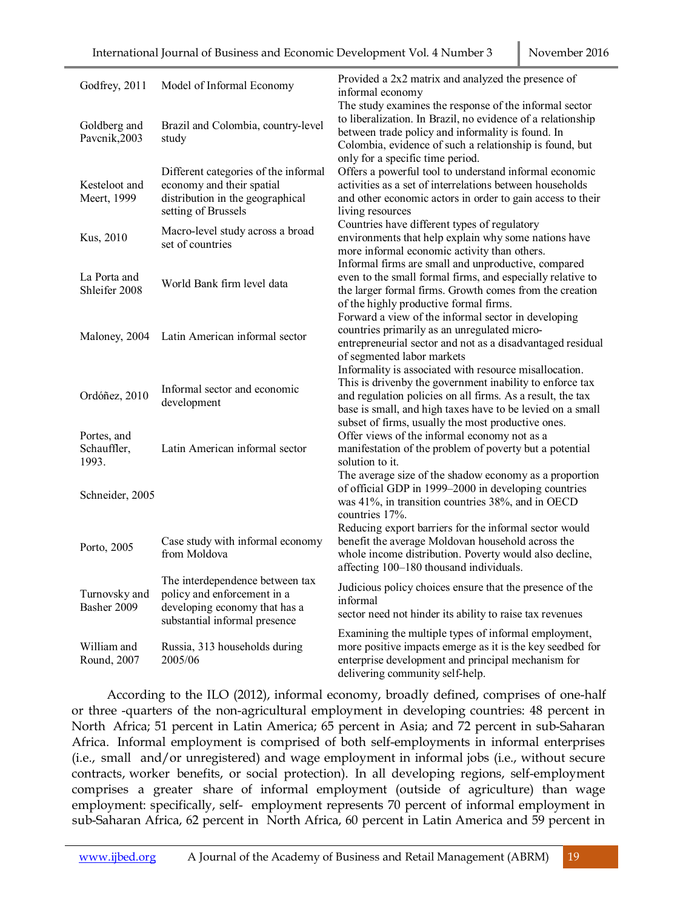| | | |
|---|---|---|
| Godfrey, 2011 | Model of Informal Economy | Provided a 2x2 matrix and analyzed the presence of informal economy |
| Goldberg and Pavcnik,2003 | Brazil and Colombia, country-level study | The study examines the response of the informal sector to liberalization. In Brazil, no evidence of a relationship between trade policy and informality is found. In Colombia, evidence of such a relationship is found, but only for a specific time period. |
| Kesteloot and Meert, 1999 | Different categories of the informal economy and their spatial distribution in the geographical setting of Brussels | Offers a powerful tool to understand informal economic activities as a set of interrelations between households and other economic actors in order to gain access to their living resources |
| Kus, 2010 | Macro-level study across a broad set of countries | Countries have different types of regulatory environments that help explain why some nations have more informal economic activity than others. |
| La Porta and Shleifer 2008 | World Bank firm level data | Informal firms are small and unproductive, compared even to the small formal firms, and especially relative to the larger formal firms. Growth comes from the creation of the highly productive formal firms. |
| Maloney, 2004 | Latin American informal sector | Forward a view of the informal sector in developing countries primarily as an unregulated micro-entrepreneurial sector and not as a disadvantaged residual of segmented labor markets |
| Ordóñez, 2010 | Informal sector and economic development | Informality is associated with resource misallocation. This is drivenby the government inability to enforce tax and regulation policies on all firms. As a result, the tax base is small, and high taxes have to be levied on a small subset of firms, usually the most productive ones. |
| Portes, and Schauffler, 1993. | Latin American informal sector | Offer views of the informal economy not as a manifestation of the problem of poverty but a potential solution to it. |
| Schneider, 2005 | | The average size of the shadow economy as a proportion of official GDP in 1999–2000 in developing countries was 41%, in transition countries 38%, and in OECD countries 17%. |
| Porto, 2005 | Case study with informal economy from Moldova | Reducing export barriers for the informal sector would benefit the average Moldovan household across the whole income distribution. Poverty would also decline, affecting 100–180 thousand individuals. |
| Turnovsky and Basher 2009 | The interdependence between tax policy and enforcement in a developing economy that has a substantial informal presence | Judicious policy choices ensure that the presence of the informal sector need not hinder its ability to raise tax revenues |
| William and Round, 2007 | Russia, 313 households during 2005/06 | Examining the multiple types of informal employment, more positive impacts emerge as it is the key seedbed for enterprise development and principal mechanism for delivering community self-help. |

According to the ILO (2012), informal economy, broadly defined, comprises of one-half or three -quarters of the non-agricultural employment in developing countries: 48 percent in North Africa; 51 percent in Latin America; 65 percent in Asia; and 72 percent in sub-Saharan Africa. Informal employment is comprised of both self-employments in informal enterprises (i.e., small and/or unregistered) and wage employment in informal jobs (i.e., without secure contracts, worker benefits, or social protection). In all developing regions, self-employment comprises a greater share of informal employment (outside of agriculture) than wage employment: specifically, self- employment represents 70 percent of informal employment in sub-Saharan Africa, 62 percent in North Africa, 60 percent in Latin America and 59 percent in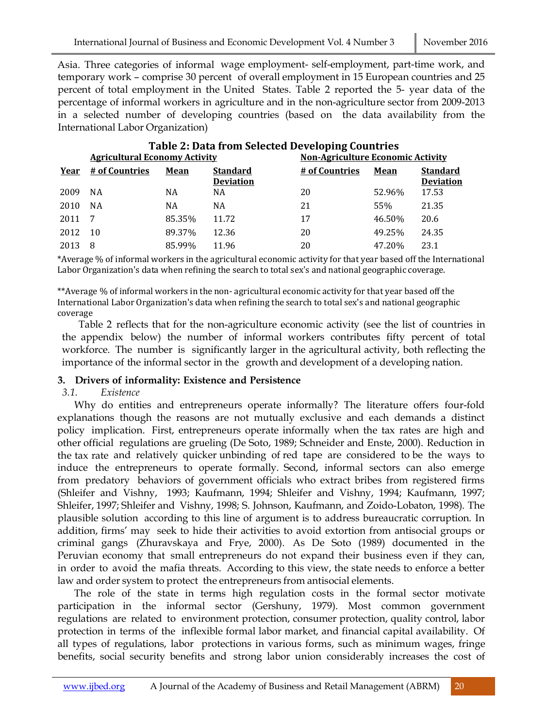Asia. Three categories of informal wage employment- self-employment, part-time work, and temporary work – comprise 30 percent of overall employment in 15 European countries and 25 percent of total employment in the United States. Table 2 reported the 5- year data of the percentage of informal workers in agriculture and in the non-agriculture sector from 2009-2013 in a selected number of developing countries (based on the data availability from the International Labor Organization)

**Table 2: Data from Selected Developing Countries**

| | Agricultural Economy Activity | | | Non-Agriculture Economic Activity | | |
|---|---|---|---|---|---|---|
| **Year** | **# of Countries** | **Mean** | **Standard Deviation** | **# of Countries** | **Mean** | **Standard Deviation** |
| 2009 | NA | NA | NA | 20 | 52.96% | 17.53 |
| 2010 | NA | NA | NA | 21 | 55% | 21.35 |
| 2011 | 7 | 85.35% | 11.72 | 17 | 46.50% | 20.6 |
| 2012 | 10 | 89.37% | 12.36 | 20 | 49.25% | 24.35 |
| 2013 | 8 | 85.99% | 11.96 | 20 | 47.20% | 23.1 |

*Average % of informal workers in the agricultural economic activity for that year based off the International Labor Organization's data when refining the search to total sex's and national geographic coverage.

**Average % of informal workers in the non- agricultural economic activity for that year based off the International Labor Organization's data when refining the search to total sex's and national geographic coverage

Table 2 reflects that for the non-agriculture economic activity (see the list of countries in the appendix below) the number of informal workers contributes fifty percent of total workforce. The number is significantly larger in the agricultural activity, both reflecting the importance of the informal sector in the growth and development of a developing nation.

## 3. Drivers of informality: Existence and Persistence

### 3.1. *Existence*

Why do entities and entrepreneurs operate informally? The literature offers four-fold explanations though the reasons are not mutually exclusive and each demands a distinct policy implication. First, entrepreneurs operate informally when the tax rates are high and other official regulations are grueling (De Soto, 1989; Schneider and Enste, 2000). Reduction in the tax rate and relatively quicker unbinding of red tape are considered to be the ways to induce the entrepreneurs to operate formally. Second, informal sectors can also emerge from predatory behaviors of government officials who extract bribes from registered firms (Shleifer and Vishny, 1993; Kaufmann, 1994; Shleifer and Vishny, 1994; Kaufmann, 1997; Shleifer, 1997; Shleifer and Vishny, 1998; S. Johnson, Kaufmann, and Zoido-Lobaton, 1998). The plausible solution according to this line of argument is to address bureaucratic corruption. In addition, firms' may seek to hide their activities to avoid extortion from antisocial groups or criminal gangs (Zhuravskaya and Frye, 2000). As De Soto (1989) documented in the Peruvian economy that small entrepreneurs do not expand their business even if they can, in order to avoid the mafia threats. According to this view, the state needs to enforce a better law and order system to protect the entrepreneurs from antisocial elements.

The role of the state in terms high regulation costs in the formal sector motivate participation in the informal sector (Gershuny, 1979). Most common government regulations are related to environment protection, consumer protection, quality control, labor protection in terms of the inflexible formal labor market, and financial capital availability. Of all types of regulations, labor protections in various forms, such as minimum wages, fringe benefits, social security benefits and strong labor union considerably increases the cost of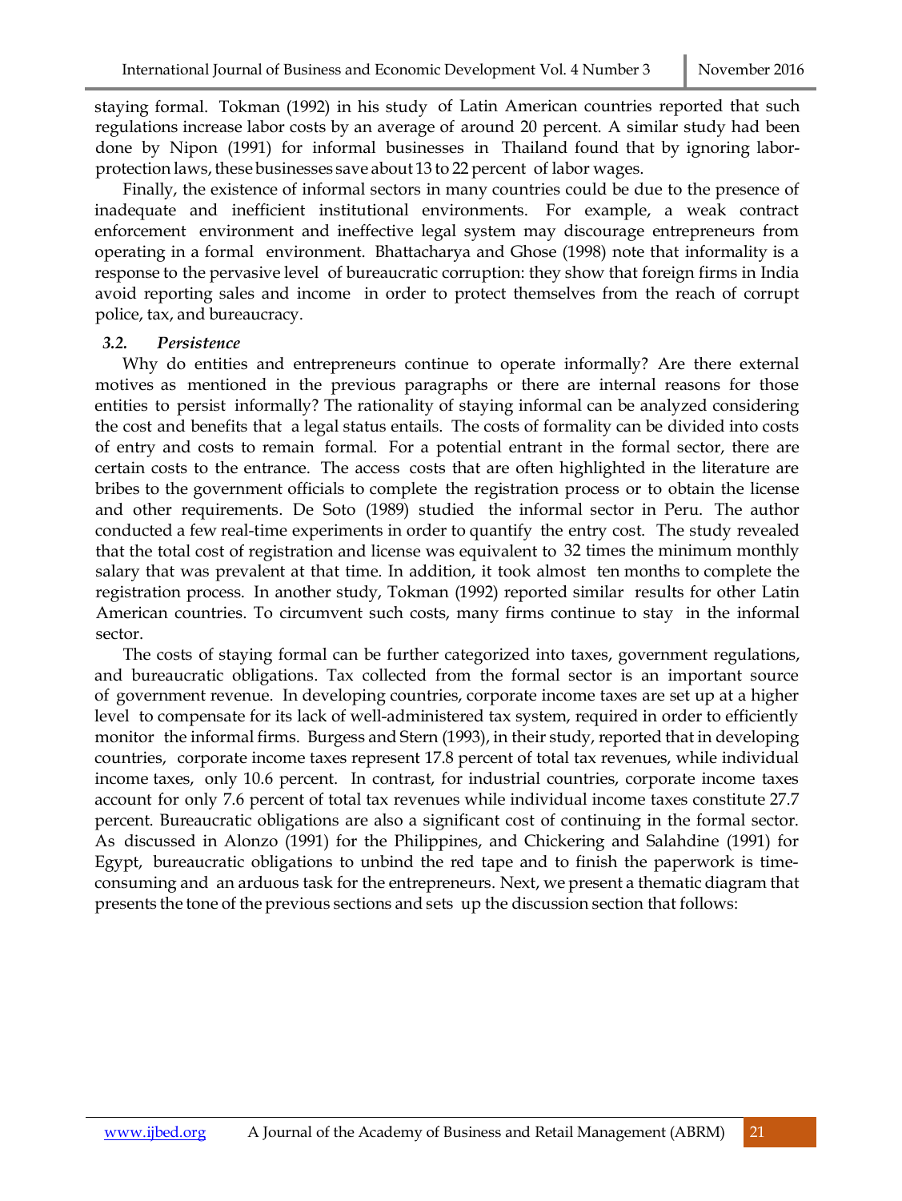staying formal. Tokman (1992) in his study of Latin American countries reported that such regulations increase labor costs by an average of around 20 percent. A similar study had been done by Nipon (1991) for informal businesses in Thailand found that by ignoring labor-protection laws, these businesses save about 13 to 22 percent of labor wages.

Finally, the existence of informal sectors in many countries could be due to the presence of inadequate and inefficient institutional environments. For example, a weak contract enforcement environment and ineffective legal system may discourage entrepreneurs from operating in a formal environment. Bhattacharya and Ghose (1998) note that informality is a response to the pervasive level of bureaucratic corruption: they show that foreign firms in India avoid reporting sales and income in order to protect themselves from the reach of corrupt police, tax, and bureaucracy.

### 3.2. *Persistence*

Why do entities and entrepreneurs continue to operate informally? Are there external motives as mentioned in the previous paragraphs or there are internal reasons for those entities to persist informally? The rationality of staying informal can be analyzed considering the cost and benefits that a legal status entails. The costs of formality can be divided into costs of entry and costs to remain formal. For a potential entrant in the formal sector, there are certain costs to the entrance. The access costs that are often highlighted in the literature are bribes to the government officials to complete the registration process or to obtain the license and other requirements. De Soto (1989) studied the informal sector in Peru. The author conducted a few real-time experiments in order to quantify the entry cost. The study revealed that the total cost of registration and license was equivalent to 32 times the minimum monthly salary that was prevalent at that time. In addition, it took almost ten months to complete the registration process. In another study, Tokman (1992) reported similar results for other Latin American countries. To circumvent such costs, many firms continue to stay in the informal sector.

The costs of staying formal can be further categorized into taxes, government regulations, and bureaucratic obligations. Tax collected from the formal sector is an important source of government revenue. In developing countries, corporate income taxes are set up at a higher level to compensate for its lack of well-administered tax system, required in order to efficiently monitor the informal firms. Burgess and Stern (1993), in their study, reported that in developing countries, corporate income taxes represent 17.8 percent of total tax revenues, while individual income taxes, only 10.6 percent. In contrast, for industrial countries, corporate income taxes account for only 7.6 percent of total tax revenues while individual income taxes constitute 27.7 percent. Bureaucratic obligations are also a significant cost of continuing in the formal sector. As discussed in Alonzo (1991) for the Philippines, and Chickering and Salahdine (1991) for Egypt, bureaucratic obligations to unbind the red tape and to finish the paperwork is time-consuming and an arduous task for the entrepreneurs. Next, we present a thematic diagram that presents the tone of the previous sections and sets up the discussion section that follows: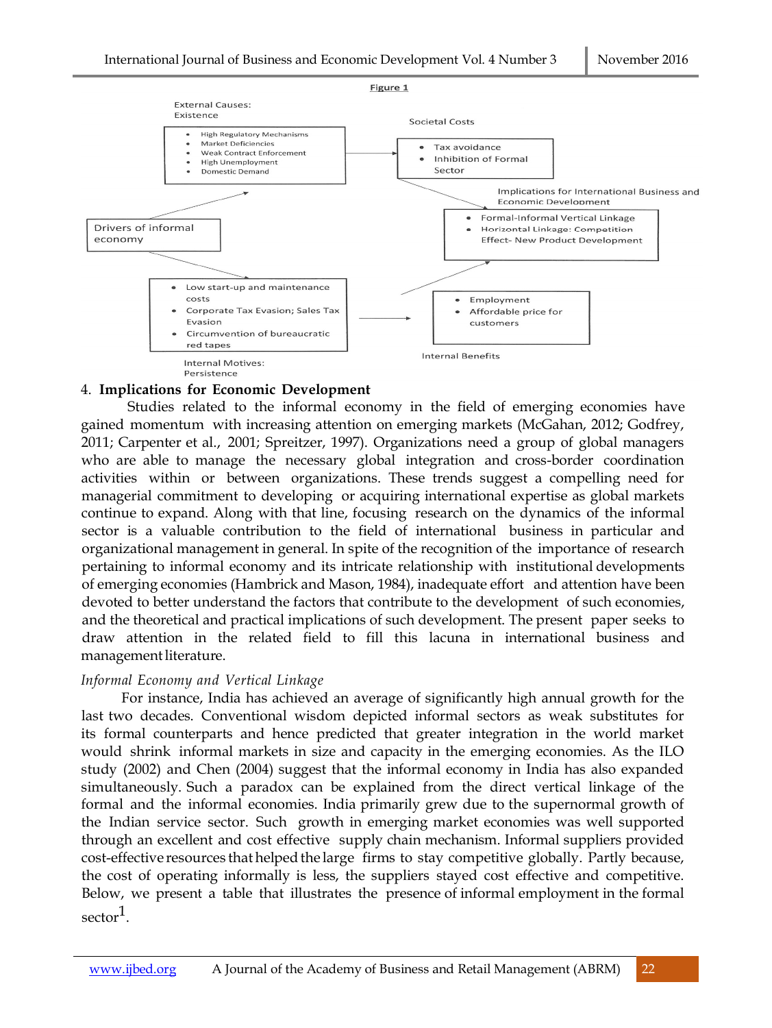Figure 1

External Causes:
Existence

- High Regulatory Mechanisms
- Market Deficiencies
- Weak Contract Enforcement
- High Unemployment
- Domestic Demand

Societal Costs

- Tax avoidance
- Inhibition of Formal Sector

Implications for International Business and Economic Development

- Formal-Informal Vertical Linkage
- Horizontal Linkage: Competition Effect- New Product Development

Drivers of informal economy

- Low start-up and maintenance costs
- Corporate Tax Evasion; Sales Tax Evasion
- Circumvention of bureaucratic red tapes

Internal Motives:
Persistence

- Employment
- Affordable price for customers

Internal Benefits

## 4. Implications for Economic Development

Studies related to the informal economy in the field of emerging economies have gained momentum with increasing attention on emerging markets (McGahan, 2012; Godfrey, 2011; Carpenter et al., 2001; Spreitzer, 1997). Organizations need a group of global managers who are able to manage the necessary global integration and cross-border coordination activities within or between organizations. These trends suggest a compelling need for managerial commitment to developing or acquiring international expertise as global markets continue to expand. Along with that line, focusing research on the dynamics of the informal sector is a valuable contribution to the field of international business in particular and organizational management in general. In spite of the recognition of the importance of research pertaining to informal economy and its intricate relationship with institutional developments of emerging economies (Hambrick and Mason, 1984), inadequate effort and attention have been devoted to better understand the factors that contribute to the development of such economies, and the theoretical and practical implications of such development. The present paper seeks to draw attention in the related field to fill this lacuna in international business and management literature.

*Informal Economy and Vertical Linkage*

For instance, India has achieved an average of significantly high annual growth for the last two decades. Conventional wisdom depicted informal sectors as weak substitutes for its formal counterparts and hence predicted that greater integration in the world market would shrink informal markets in size and capacity in the emerging economies. As the ILO study (2002) and Chen (2004) suggest that the informal economy in India has also expanded simultaneously. Such a paradox can be explained from the direct vertical linkage of the formal and the informal economies. India primarily grew due to the supernormal growth of the Indian service sector. Such growth in emerging market economies was well supported through an excellent and cost effective supply chain mechanism. Informal suppliers provided cost-effective resources that helped the large firms to stay competitive globally. Partly because, the cost of operating informally is less, the suppliers stayed cost effective and competitive. Below, we present a table that illustrates the presence of informal employment in the formal sector[1].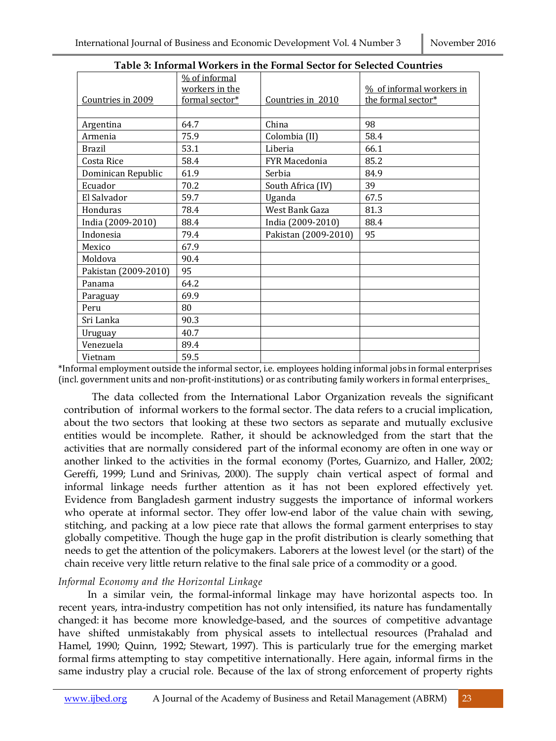**Table 3: Informal Workers in the Formal Sector for Selected Countries**

| Countries in 2009 | % of informal workers in the formal sector* | Countries in 2010 | % of informal workers in the formal sector* |
|---|---|---|---|
| | | | |
| Argentina | 64.7 | China | 98 |
| Armenia | 75.9 | Colombia (II) | 58.4 |
| Brazil | 53.1 | Liberia | 66.1 |
| Costa Rice | 58.4 | FYR Macedonia | 85.2 |
| Dominican Republic | 61.9 | Serbia | 84.9 |
| Ecuador | 70.2 | South Africa (IV) | 39 |
| El Salvador | 59.7 | Uganda | 67.5 |
| Honduras | 78.4 | West Bank Gaza | 81.3 |
| India (2009-2010) | 88.4 | India (2009-2010) | 88.4 |
| Indonesia | 79.4 | Pakistan (2009-2010) | 95 |
| Mexico | 67.9 | | |
| Moldova | 90.4 | | |
| Pakistan (2009-2010) | 95 | | |
| Panama | 64.2 | | |
| Paraguay | 69.9 | | |
| Peru | 80 | | |
| Sri Lanka | 90.3 | | |
| Uruguay | 40.7 | | |
| Venezuela | 89.4 | | |
| Vietnam | 59.5 | | |

*Informal employment outside the informal sector, i.e. employees holding informal jobs in formal enterprises (incl. government units and non-profit-institutions) or as contributing family workers in formal enterprises.

The data collected from the International Labor Organization reveals the significant contribution of informal workers to the formal sector. The data refers to a crucial implication, about the two sectors that looking at these two sectors as separate and mutually exclusive entities would be incomplete. Rather, it should be acknowledged from the start that the activities that are normally considered part of the informal economy are often in one way or another linked to the activities in the formal economy (Portes, Guarnizo, and Haller, 2002; Gereffi, 1999; Lund and Srinivas, 2000). The supply chain vertical aspect of formal and informal linkage needs further attention as it has not been explored effectively yet. Evidence from Bangladesh garment industry suggests the importance of informal workers who operate at informal sector. They offer low-end labor of the value chain with sewing, stitching, and packing at a low piece rate that allows the formal garment enterprises to stay globally competitive. Though the huge gap in the profit distribution is clearly something that needs to get the attention of the policymakers. Laborers at the lowest level (or the start) of the chain receive very little return relative to the final sale price of a commodity or a good.

*Informal Economy and the Horizontal Linkage*

In a similar vein, the formal-informal linkage may have horizontal aspects too. In recent years, intra-industry competition has not only intensified, its nature has fundamentally changed: it has become more knowledge-based, and the sources of competitive advantage have shifted unmistakably from physical assets to intellectual resources (Prahalad and Hamel, 1990; Quinn, 1992; Stewart, 1997). This is particularly true for the emerging market formal firms attempting to stay competitive internationally. Here again, informal firms in the same industry play a crucial role. Because of the lax of strong enforcement of property rights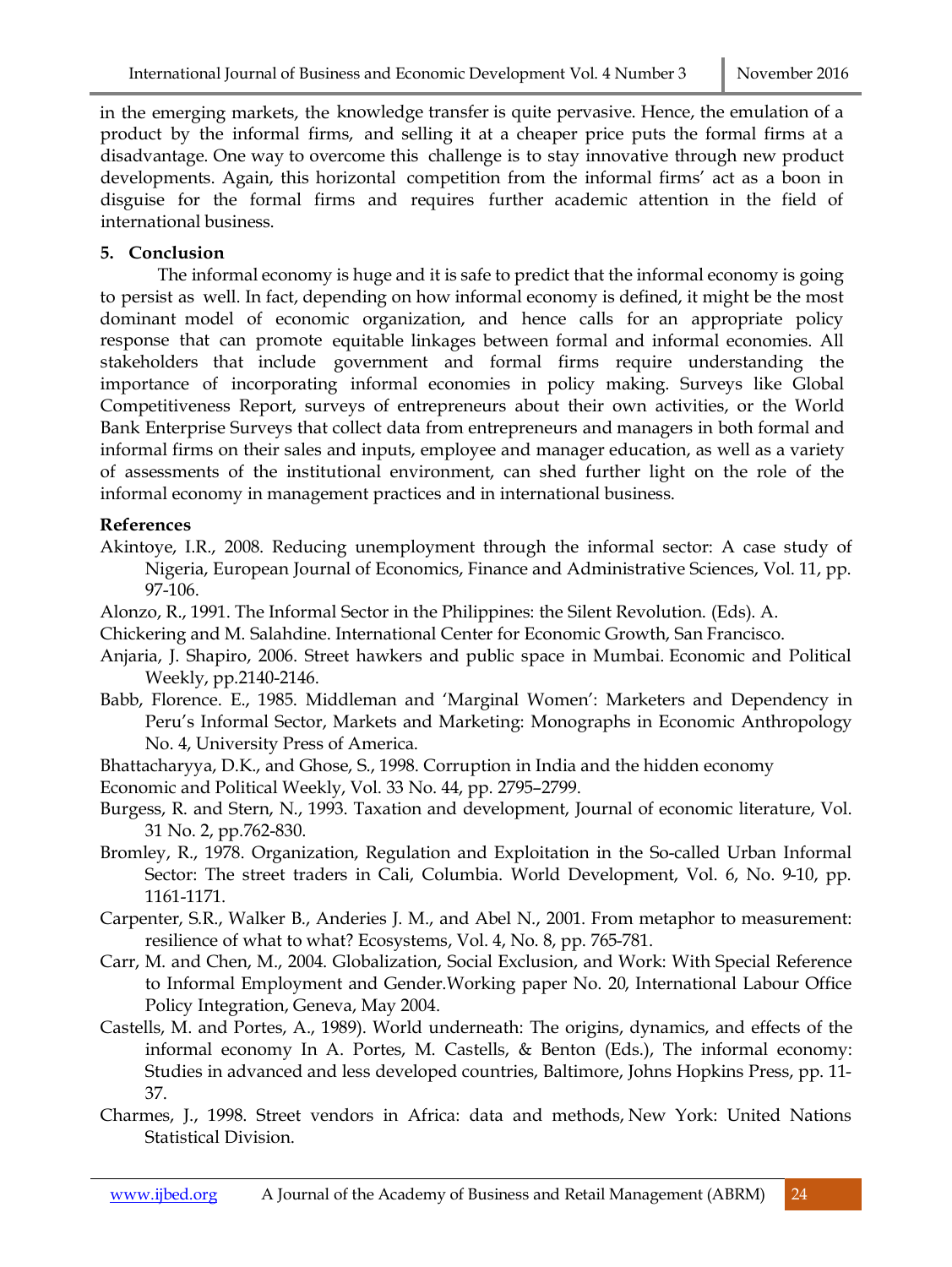in the emerging markets, the knowledge transfer is quite pervasive. Hence, the emulation of a product by the informal firms, and selling it at a cheaper price puts the formal firms at a disadvantage. One way to overcome this challenge is to stay innovative through new product developments. Again, this horizontal competition from the informal firms' act as a boon in disguise for the formal firms and requires further academic attention in the field of international business.

## 5. Conclusion

The informal economy is huge and it is safe to predict that the informal economy is going to persist as well. In fact, depending on how informal economy is defined, it might be the most dominant model of economic organization, and hence calls for an appropriate policy response that can promote equitable linkages between formal and informal economies. All stakeholders that include government and formal firms require understanding the importance of incorporating informal economies in policy making. Surveys like Global Competitiveness Report, surveys of entrepreneurs about their own activities, or the World Bank Enterprise Surveys that collect data from entrepreneurs and managers in both formal and informal firms on their sales and inputs, employee and manager education, as well as a variety of assessments of the institutional environment, can shed further light on the role of the informal economy in management practices and in international business.

## References

Akintoye, I.R., 2008. Reducing unemployment through the informal sector: A case study of Nigeria, European Journal of Economics, Finance and Administrative Sciences, Vol. 11, pp. 97-106.

Alonzo, R., 1991. The Informal Sector in the Philippines: the Silent Revolution. (Eds). A.

Chickering and M. Salahdine. International Center for Economic Growth, San Francisco.

Anjaria, J. Shapiro, 2006. Street hawkers and public space in Mumbai. Economic and Political Weekly, pp.2140-2146.

Babb, Florence. E., 1985. Middleman and 'Marginal Women': Marketers and Dependency in Peru's Informal Sector, Markets and Marketing: Monographs in Economic Anthropology No. 4, University Press of America.

Bhattacharyya, D.K., and Ghose, S., 1998. Corruption in India and the hidden economy

Economic and Political Weekly, Vol. 33 No. 44, pp. 2795–2799.

Burgess, R. and Stern, N., 1993. Taxation and development, Journal of economic literature, Vol. 31 No. 2, pp.762-830.

Bromley, R., 1978. Organization, Regulation and Exploitation in the So-called Urban Informal Sector: The street traders in Cali, Columbia. World Development, Vol. 6, No. 9-10, pp. 1161-1171.

Carpenter, S.R., Walker B., Anderies J. M., and Abel N., 2001. From metaphor to measurement: resilience of what to what? Ecosystems, Vol. 4, No. 8, pp. 765-781.

Carr, M. and Chen, M., 2004. Globalization, Social Exclusion, and Work: With Special Reference to Informal Employment and Gender.Working paper No. 20, International Labour Office Policy Integration, Geneva, May 2004.

Castells, M. and Portes, A., 1989). World underneath: The origins, dynamics, and effects of the informal economy In A. Portes, M. Castells, & Benton (Eds.), The informal economy: Studies in advanced and less developed countries, Baltimore, Johns Hopkins Press, pp. 11-37.

Charmes, J., 1998. Street vendors in Africa: data and methods, New York: United Nations Statistical Division.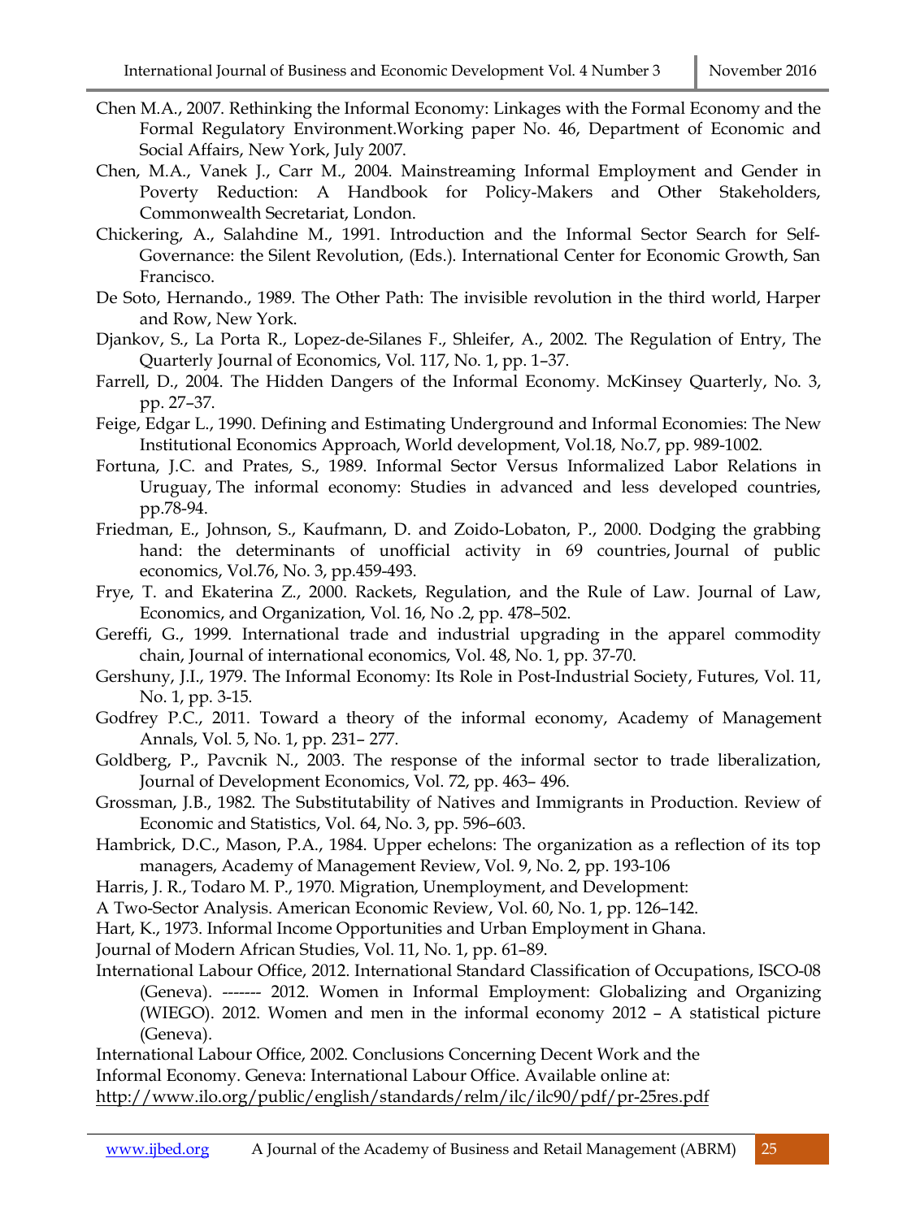Chen M.A., 2007. Rethinking the Informal Economy: Linkages with the Formal Economy and the Formal Regulatory Environment.Working paper No. 46, Department of Economic and Social Affairs, New York, July 2007.

Chen, M.A., Vanek J., Carr M., 2004. Mainstreaming Informal Employment and Gender in Poverty Reduction: A Handbook for Policy-Makers and Other Stakeholders, Commonwealth Secretariat, London.

Chickering, A., Salahdine M., 1991. Introduction and the Informal Sector Search for Self-Governance: the Silent Revolution, (Eds.). International Center for Economic Growth, San Francisco.

De Soto, Hernando., 1989. The Other Path: The invisible revolution in the third world, Harper and Row, New York.

Djankov, S., La Porta R., Lopez-de-Silanes F., Shleifer, A., 2002. The Regulation of Entry, The Quarterly Journal of Economics, Vol. 117, No. 1, pp. 1–37.

Farrell, D., 2004. The Hidden Dangers of the Informal Economy. McKinsey Quarterly, No. 3, pp. 27–37.

Feige, Edgar L., 1990. Defining and Estimating Underground and Informal Economies: The New Institutional Economics Approach, World development, Vol.18, No.7, pp. 989-1002.

Fortuna, J.C. and Prates, S., 1989. Informal Sector Versus Informalized Labor Relations in Uruguay, The informal economy: Studies in advanced and less developed countries, pp.78-94.

Friedman, E., Johnson, S., Kaufmann, D. and Zoido-Lobaton, P., 2000. Dodging the grabbing hand: the determinants of unofficial activity in 69 countries, Journal of public economics, Vol.76, No. 3, pp.459-493.

Frye, T. and Ekaterina Z., 2000. Rackets, Regulation, and the Rule of Law. Journal of Law, Economics, and Organization, Vol. 16, No .2, pp. 478–502.

Gereffi, G., 1999. International trade and industrial upgrading in the apparel commodity chain, Journal of international economics, Vol. 48, No. 1, pp. 37-70.

Gershuny, J.I., 1979. The Informal Economy: Its Role in Post-Industrial Society, Futures, Vol. 11, No. 1, pp. 3-15.

Godfrey P.C., 2011. Toward a theory of the informal economy, Academy of Management Annals, Vol. 5, No. 1, pp. 231– 277.

Goldberg, P., Pavcnik N., 2003. The response of the informal sector to trade liberalization, Journal of Development Economics, Vol. 72, pp. 463– 496.

Grossman, J.B., 1982. The Substitutability of Natives and Immigrants in Production. Review of Economic and Statistics, Vol. 64, No. 3, pp. 596–603.

Hambrick, D.C., Mason, P.A., 1984. Upper echelons: The organization as a reflection of its top managers, Academy of Management Review, Vol. 9, No. 2, pp. 193-106

Harris, J. R., Todaro M. P., 1970. Migration, Unemployment, and Development:

A Two-Sector Analysis. American Economic Review, Vol. 60, No. 1, pp. 126–142.

Hart, K., 1973. Informal Income Opportunities and Urban Employment in Ghana.

Journal of Modern African Studies, Vol. 11, No. 1, pp. 61–89.

International Labour Office, 2012. International Standard Classification of Occupations, ISCO-08 (Geneva). ------- 2012. Women in Informal Employment: Globalizing and Organizing (WIEGO). 2012. Women and men in the informal economy 2012 – A statistical picture (Geneva).

International Labour Office, 2002. Conclusions Concerning Decent Work and the

Informal Economy. Geneva: International Labour Office. Available online at:

http://www.ilo.org/public/english/standards/relm/ilc/ilc90/pdf/pr-25res.pdf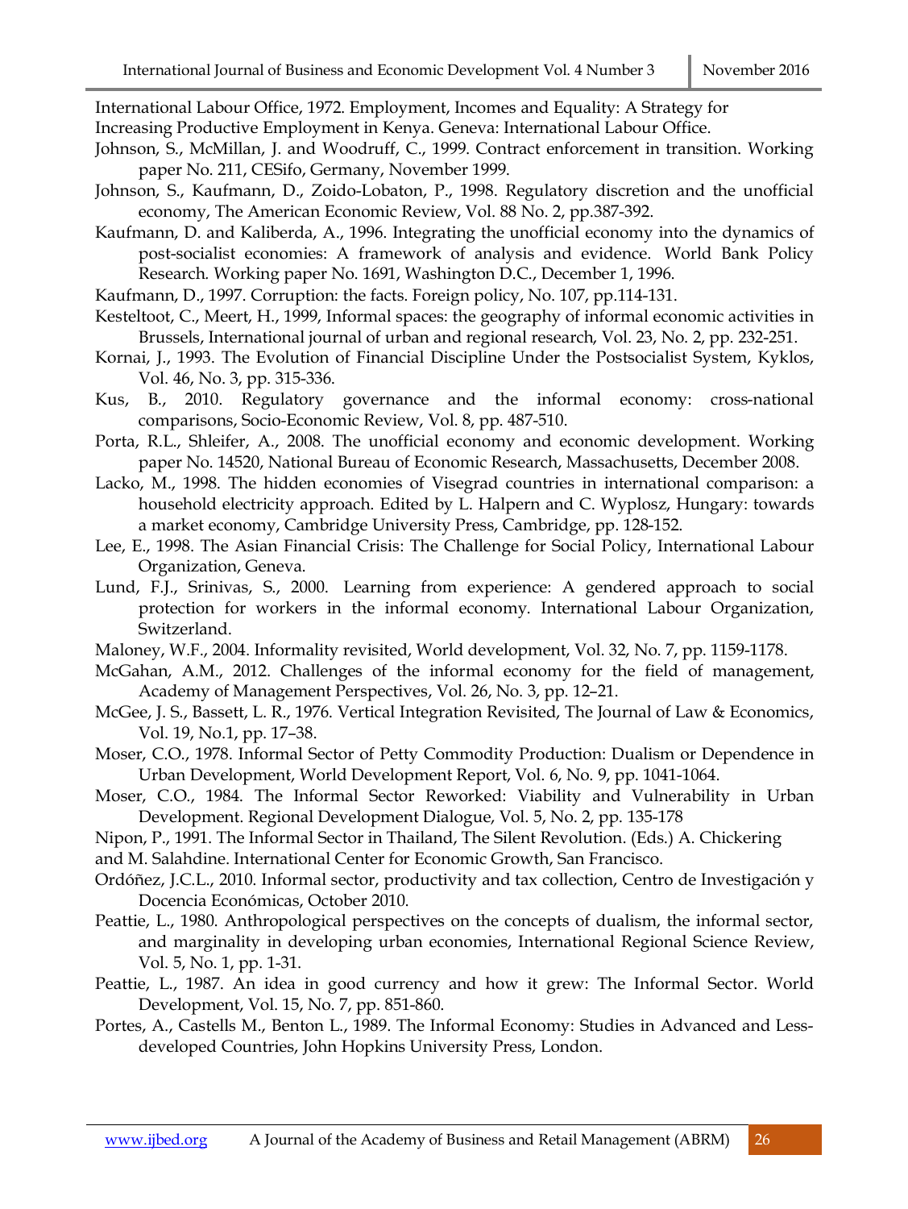International Labour Office, 1972. Employment, Incomes and Equality: A Strategy for Increasing Productive Employment in Kenya. Geneva: International Labour Office.

Johnson, S., McMillan, J. and Woodruff, C., 1999. Contract enforcement in transition. Working paper No. 211, CESifo, Germany, November 1999.

Johnson, S., Kaufmann, D., Zoido-Lobaton, P., 1998. Regulatory discretion and the unofficial economy, The American Economic Review, Vol. 88 No. 2, pp.387-392.

Kaufmann, D. and Kaliberda, A., 1996. Integrating the unofficial economy into the dynamics of post-socialist economies: A framework of analysis and evidence. World Bank Policy Research. Working paper No. 1691, Washington D.C., December 1, 1996.

Kaufmann, D., 1997. Corruption: the facts. Foreign policy, No. 107, pp.114-131.

Kesteltoot, C., Meert, H., 1999, Informal spaces: the geography of informal economic activities in Brussels, International journal of urban and regional research, Vol. 23, No. 2, pp. 232-251.

Kornai, J., 1993. The Evolution of Financial Discipline Under the Postsocialist System, Kyklos, Vol. 46, No. 3, pp. 315-336.

Kus, B., 2010. Regulatory governance and the informal economy: cross-national comparisons, Socio-Economic Review, Vol. 8, pp. 487-510.

Porta, R.L., Shleifer, A., 2008. The unofficial economy and economic development. Working paper No. 14520, National Bureau of Economic Research, Massachusetts, December 2008.

Lacko, M., 1998. The hidden economies of Visegrad countries in international comparison: a household electricity approach. Edited by L. Halpern and C. Wyplosz, Hungary: towards a market economy, Cambridge University Press, Cambridge, pp. 128-152.

Lee, E., 1998. The Asian Financial Crisis: The Challenge for Social Policy, International Labour Organization, Geneva.

Lund, F.J., Srinivas, S., 2000. Learning from experience: A gendered approach to social protection for workers in the informal economy. International Labour Organization, Switzerland.

Maloney, W.F., 2004. Informality revisited, World development, Vol. 32, No. 7, pp. 1159-1178.

McGahan, A.M., 2012. Challenges of the informal economy for the field of management, Academy of Management Perspectives, Vol. 26, No. 3, pp. 12–21.

McGee, J. S., Bassett, L. R., 1976. Vertical Integration Revisited, The Journal of Law & Economics, Vol. 19, No.1, pp. 17–38.

Moser, C.O., 1978. Informal Sector of Petty Commodity Production: Dualism or Dependence in Urban Development, World Development Report, Vol. 6, No. 9, pp. 1041-1064.

Moser, C.O., 1984. The Informal Sector Reworked: Viability and Vulnerability in Urban Development. Regional Development Dialogue, Vol. 5, No. 2, pp. 135-178

Nipon, P., 1991. The Informal Sector in Thailand, The Silent Revolution. (Eds.) A. Chickering and M. Salahdine. International Center for Economic Growth, San Francisco.

Ordóñez, J.C.L., 2010. Informal sector, productivity and tax collection, Centro de Investigación y Docencia Económicas, October 2010.

Peattie, L., 1980. Anthropological perspectives on the concepts of dualism, the informal sector, and marginality in developing urban economies, International Regional Science Review, Vol. 5, No. 1, pp. 1-31.

Peattie, L., 1987. An idea in good currency and how it grew: The Informal Sector. World Development, Vol. 15, No. 7, pp. 851-860.

Portes, A., Castells M., Benton L., 1989. The Informal Economy: Studies in Advanced and Less-developed Countries, John Hopkins University Press, London.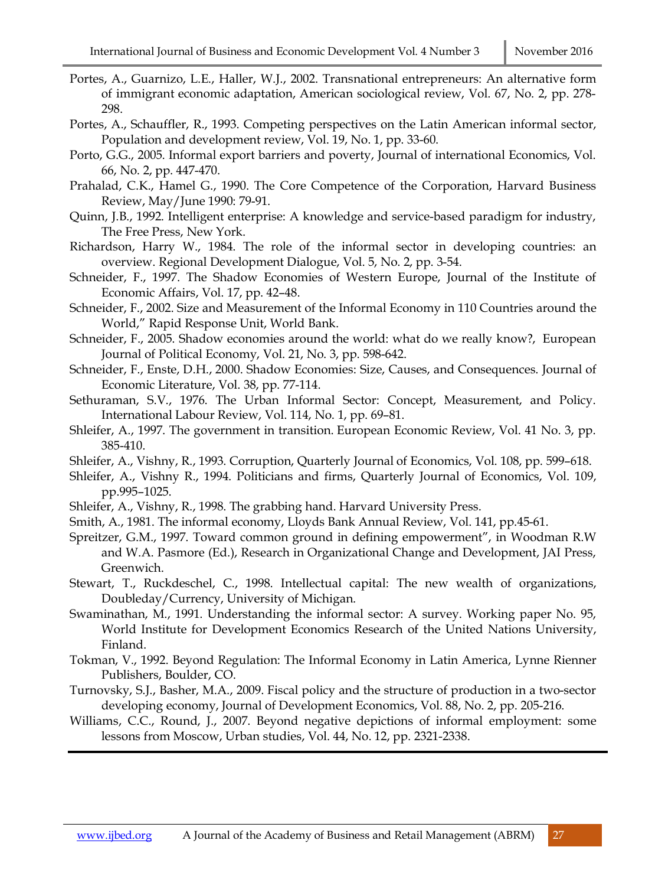Portes, A., Guarnizo, L.E., Haller, W.J., 2002. Transnational entrepreneurs: An alternative form of immigrant economic adaptation, American sociological review, Vol. 67, No. 2, pp. 278-298.

Portes, A., Schauffler, R., 1993. Competing perspectives on the Latin American informal sector, Population and development review, Vol. 19, No. 1, pp. 33-60.

Porto, G.G., 2005. Informal export barriers and poverty, Journal of international Economics, Vol. 66, No. 2, pp. 447-470.

Prahalad, C.K., Hamel G., 1990. The Core Competence of the Corporation, Harvard Business Review, May/June 1990: 79-91.

Quinn, J.B., 1992. Intelligent enterprise: A knowledge and service-based paradigm for industry, The Free Press, New York.

Richardson, Harry W., 1984. The role of the informal sector in developing countries: an overview. Regional Development Dialogue, Vol. 5, No. 2, pp. 3-54.

Schneider, F., 1997. The Shadow Economies of Western Europe, Journal of the Institute of Economic Affairs, Vol. 17, pp. 42–48.

Schneider, F., 2002. Size and Measurement of the Informal Economy in 110 Countries around the World," Rapid Response Unit, World Bank.

Schneider, F., 2005. Shadow economies around the world: what do we really know?, European Journal of Political Economy, Vol. 21, No. 3, pp. 598-642.

Schneider, F., Enste, D.H., 2000. Shadow Economies: Size, Causes, and Consequences. Journal of Economic Literature, Vol. 38, pp. 77-114.

Sethuraman, S.V., 1976. The Urban Informal Sector: Concept, Measurement, and Policy. International Labour Review, Vol. 114, No. 1, pp. 69–81.

Shleifer, A., 1997. The government in transition. European Economic Review, Vol. 41 No. 3, pp. 385-410.

Shleifer, A., Vishny, R., 1993. Corruption, Quarterly Journal of Economics, Vol. 108, pp. 599–618.

Shleifer, A., Vishny R., 1994. Politicians and firms, Quarterly Journal of Economics, Vol. 109, pp.995–1025.

Shleifer, A., Vishny, R., 1998. The grabbing hand. Harvard University Press.

Smith, A., 1981. The informal economy, Lloyds Bank Annual Review, Vol. 141, pp.45-61.

Spreitzer, G.M., 1997. Toward common ground in defining empowerment", in Woodman R.W and W.A. Pasmore (Ed.), Research in Organizational Change and Development, JAI Press, Greenwich.

Stewart, T., Ruckdeschel, C., 1998. Intellectual capital: The new wealth of organizations, Doubleday/Currency, University of Michigan.

Swaminathan, M., 1991. Understanding the informal sector: A survey. Working paper No. 95, World Institute for Development Economics Research of the United Nations University, Finland.

Tokman, V., 1992. Beyond Regulation: The Informal Economy in Latin America, Lynne Rienner Publishers, Boulder, CO.

Turnovsky, S.J., Basher, M.A., 2009. Fiscal policy and the structure of production in a two-sector developing economy, Journal of Development Economics, Vol. 88, No. 2, pp. 205-216.

Williams, C.C., Round, J., 2007. Beyond negative depictions of informal employment: some lessons from Moscow, Urban studies, Vol. 44, No. 12, pp. 2321-2338.